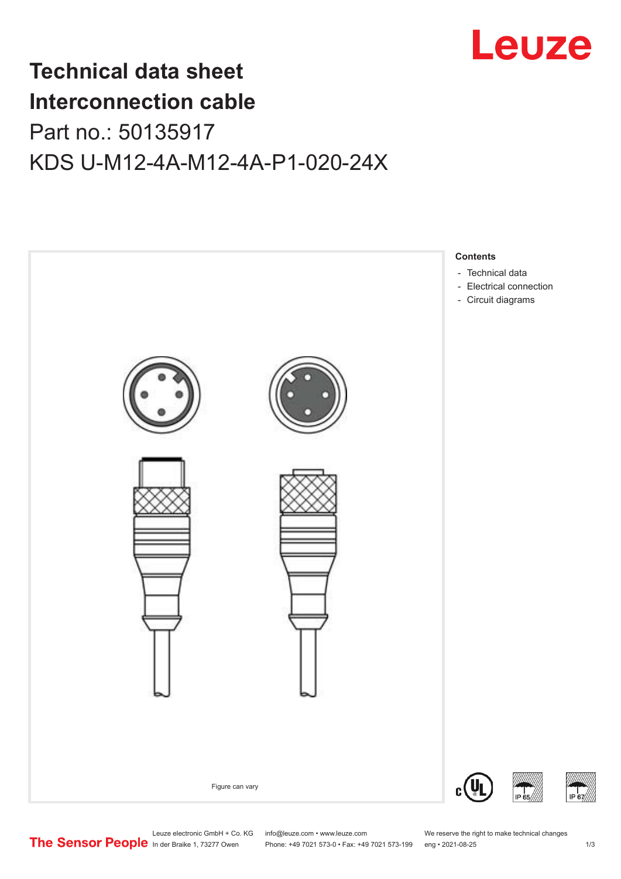# Technical data sheet
# Interconnection cable

Part no.: 50135917

KDS U-M12-4A-M12-4A-P1-020-24X

Figure can vary

**Contents**

- Technical data
- Electrical connection
- Circuit diagrams

Leuze electronic GmbH + Co. KG
In der Braike 1, 73277 Owen

info@leuze.com • www.leuze.com
Phone: +49 7021 573-0 • Fax: +49 7021 573-199

We reserve the right to make technical changes
eng • 2021-08-25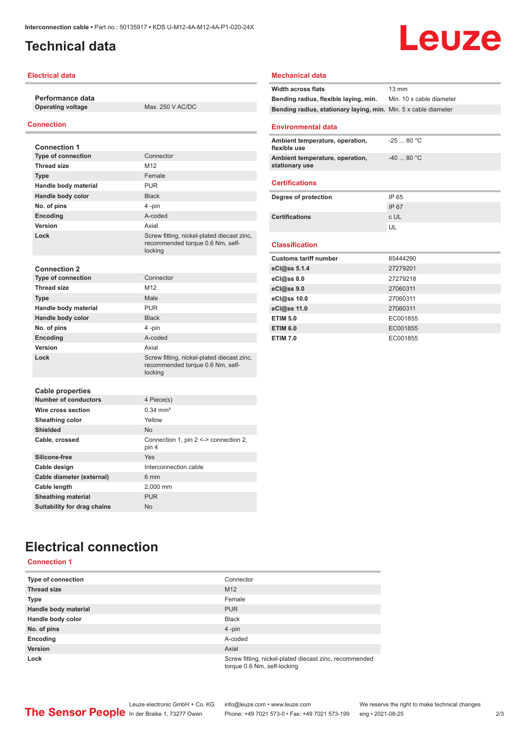# Technical data

## Electrical data

| Performance data | |
|---|---|
| Operating voltage | Max. 250 V AC/DC |

## Connection

| Connection 1 | |
|---|---|
| Type of connection | Connector |
| Thread size | M12 |
| Type | Female |
| Handle body material | PUR |
| Handle body color | Black |
| No. of pins | 4 -pin |
| Encoding | A-coded |
| Version | Axial |
| Lock | Screw fitting, nickel-plated diecast zinc, recommended torque 0.6 Nm, self-locking |

| Connection 2 | |
|---|---|
| Type of connection | Connector |
| Thread size | M12 |
| Type | Male |
| Handle body material | PUR |
| Handle body color | Black |
| No. of pins | 4 -pin |
| Encoding | A-coded |
| Version | Axial |
| Lock | Screw fitting, nickel-plated diecast zinc, recommended torque 0.6 Nm, self-locking |

| Cable properties | |
|---|---|
| Number of conductors | 4 Piece(s) |
| Wire cross section | 0.34 mm² |
| Sheathing color | Yellow |
| Shielded | No |
| Cable, crossed | Connection 1, pin 2 <-> connection 2, pin 4 |
| Silicone-free | Yes |
| Cable design | Interconnection cable |
| Cable diameter (external) | 6 mm |
| Cable length | 2,000 mm |
| Sheathing material | PUR |
| Suitability for drag chains | No |

## Mechanical data

| | |
|---|---|
| Width across flats | 13 mm |
| Bending radius, flexible laying, min. | Min. 10 x cable diameter |
| Bending radius, stationary laying, min. | Min. 5 x cable diameter |

## Environmental data

| | |
|---|---|
| Ambient temperature, operation, flexible use | -25 ... 80 °C |
| Ambient temperature, operation, stationary use | -40 ... 80 °C |

## Certifications

| | |
|---|---|
| Degree of protection | IP 65 |
| | IP 67 |
| Certifications | c UL |
| | UL |

## Classification

| | |
|---|---|
| Customs tariff number | 85444290 |
| eCl@ss 5.1.4 | 27279201 |
| eCl@ss 8.0 | 27279218 |
| eCl@ss 9.0 | 27060311 |
| eCl@ss 10.0 | 27060311 |
| eCl@ss 11.0 | 27060311 |
| ETIM 5.0 | EC001855 |
| ETIM 6.0 | EC001855 |
| ETIM 7.0 | EC001855 |

# Electrical connection

## Connection 1

| | |
|---|---|
| Type of connection | Connector |
| Thread size | M12 |
| Type | Female |
| Handle body material | PUR |
| Handle body color | Black |
| No. of pins | 4 -pin |
| Encoding | A-coded |
| Version | Axial |
| Lock | Screw fitting, nickel-plated diecast zinc, recommended torque 0.6 Nm, self-locking |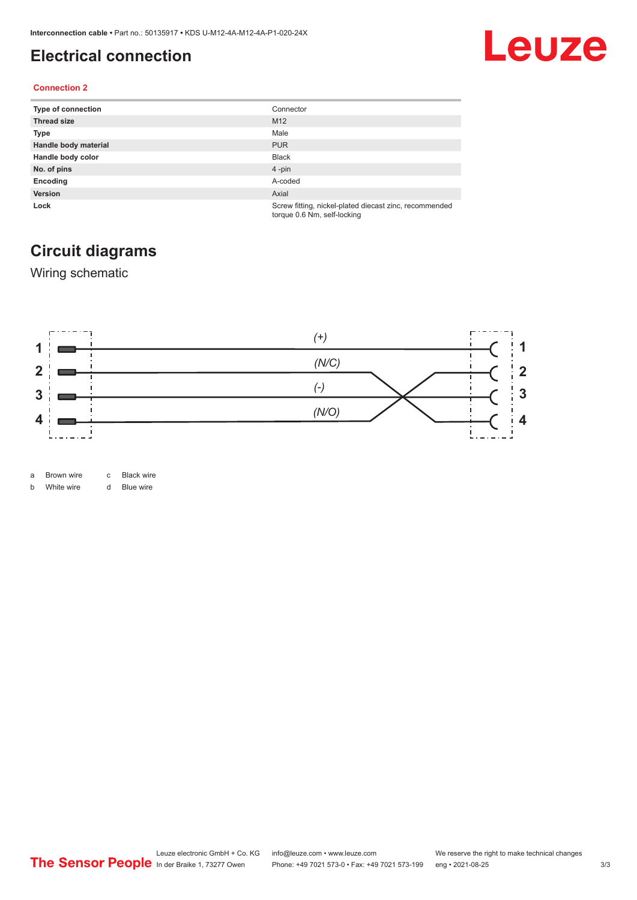# Electrical connection

### Connection 2

| | |
|---|---|
| **Type of connection** | Connector |
| **Thread size** | M12 |
| **Type** | Male |
| **Handle body material** | PUR |
| **Handle body color** | Black |
| **No. of pins** | 4 -pin |
| **Encoding** | A-coded |
| **Version** | Axial |
| **Lock** | Screw fitting, nickel-plated diecast zinc, recommended torque 0.6 Nm, self-locking |

## Circuit diagrams

Wiring schematic

1
2
3
4
(+)
(N/C)
(-)
(N/O)
1
2
3
4

a Brown wire
b White wire
c Black wire
d Blue wire